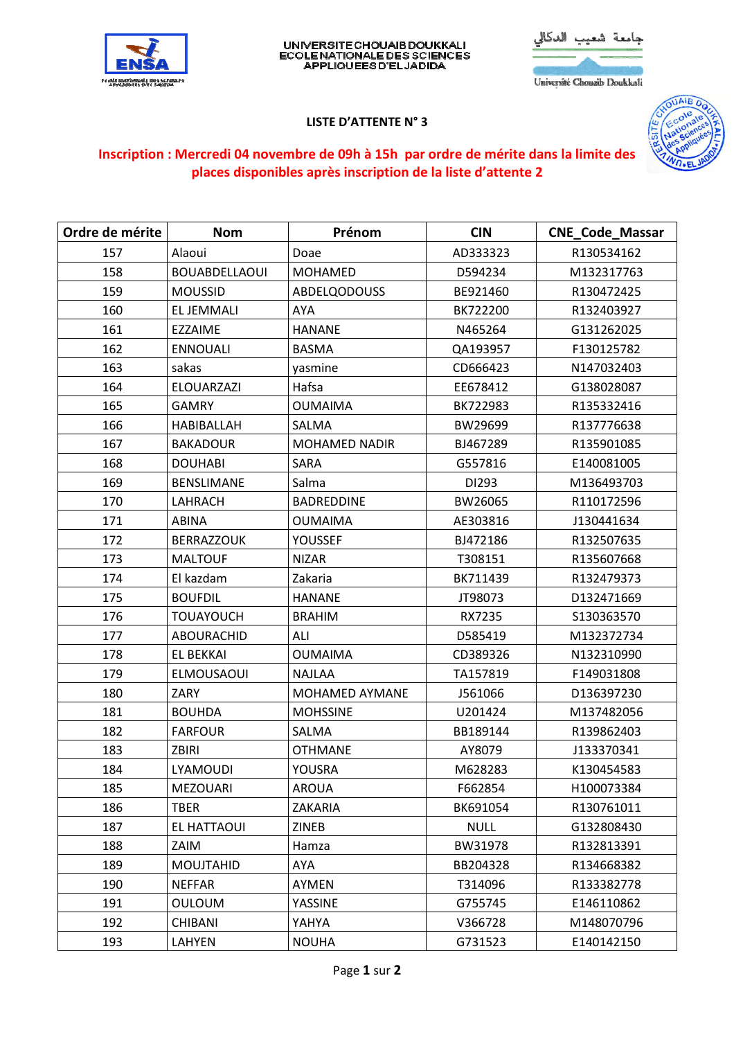UNIVERSITE CHOUAIB DOUKKALI
ECOLE NATIONALE DES SCIENCES APPLIQUEES D'EL JADIDA

جامعة شعيب الدكالي
Université Chouaib Doukkali

# LISTE D'ATTENTE N° 3

**Inscription : Mercredi 04 novembre de 09h à 15h par ordre de mérite dans la limite des places disponibles après inscription de la liste d'attente 2**

| Ordre de mérite | Nom | Prénom | CIN | CNE_Code_Massar |
|---|---|---|---|---|
| 157 | Alaoui | Doae | AD333323 | R130534162 |
| 158 | BOUABDELLAOUI | MOHAMED | D594234 | M132317763 |
| 159 | MOUSSID | ABDELQODOUSS | BE921460 | R130472425 |
| 160 | EL JEMMALI | AYA | BK722200 | R132403927 |
| 161 | EZZAIME | HANANE | N465264 | G131262025 |
| 162 | ENNOUALI | BASMA | QA193957 | F130125782 |
| 163 | sakas | yasmine | CD666423 | N147032403 |
| 164 | ELOUARZAZI | Hafsa | EE678412 | G138028087 |
| 165 | GAMRY | OUMAIMA | BK722983 | R135332416 |
| 166 | HABIBALLAH | SALMA | BW29699 | R137776638 |
| 167 | BAKADOUR | MOHAMED NADIR | BJ467289 | R135901085 |
| 168 | DOUHABI | SARA | G557816 | E140081005 |
| 169 | BENSLIMANE | Salma | DI293 | M136493703 |
| 170 | LAHRACH | BADREDDINE | BW26065 | R110172596 |
| 171 | ABINA | OUMAIMA | AE303816 | J130441634 |
| 172 | BERRAZZOUK | YOUSSEF | BJ472186 | R132507635 |
| 173 | MALTOUF | NIZAR | T308151 | R135607668 |
| 174 | El kazdam | Zakaria | BK711439 | R132479373 |
| 175 | BOUFDIL | HANANE | JT98073 | D132471669 |
| 176 | TOUAYOUCH | BRAHIM | RX7235 | S130363570 |
| 177 | ABOURACHID | ALI | D585419 | M132372734 |
| 178 | EL BEKKAI | OUMAIMA | CD389326 | N132310990 |
| 179 | ELMOUSAOUI | NAJLAA | TA157819 | F149031808 |
| 180 | ZARY | MOHAMED AYMANE | J561066 | D136397230 |
| 181 | BOUHDA | MOHSSINE | U201424 | M137482056 |
| 182 | FARFOUR | SALMA | BB189144 | R139862403 |
| 183 | ZBIRI | OTHMANE | AY8079 | J133370341 |
| 184 | LYAMOUDI | YOUSRA | M628283 | K130454583 |
| 185 | MEZOUARI | AROUA | F662854 | H100073384 |
| 186 | TBER | ZAKARIA | BK691054 | R130761011 |
| 187 | EL HATTAOUI | ZINEB | NULL | G132808430 |
| 188 | ZAIM | Hamza | BW31978 | R132813391 |
| 189 | MOUJTAHID | AYA | BB204328 | R134668382 |
| 190 | NEFFAR | AYMEN | T314096 | R133382778 |
| 191 | OULOUM | YASSINE | G755745 | E146110862 |
| 192 | CHIBANI | YAHYA | V366728 | M148070796 |
| 193 | LAHYEN | NOUHA | G731523 | E140142150 |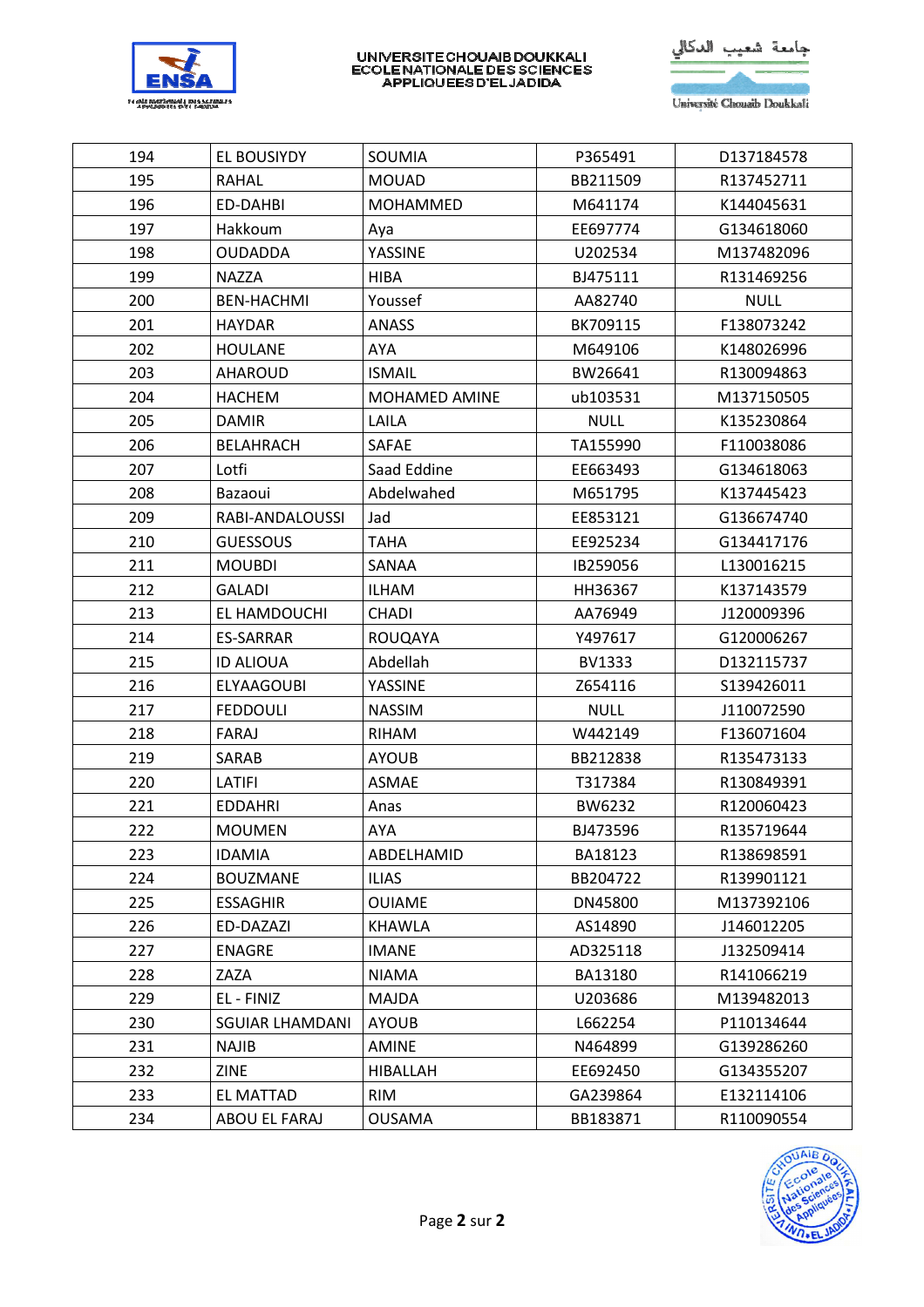| | | | | |
|---|---|---|---|---|
| 194 | EL BOUSIYDY | SOUMIA | P365491 | D137184578 |
| 195 | RAHAL | MOUAD | BB211509 | R137452711 |
| 196 | ED-DAHBI | MOHAMMED | M641174 | K144045631 |
| 197 | Hakkoum | Aya | EE697774 | G134618060 |
| 198 | OUDADDA | YASSINE | U202534 | M137482096 |
| 199 | NAZZA | HIBA | BJ475111 | R131469256 |
| 200 | BEN-HACHMI | Youssef | AA82740 | NULL |
| 201 | HAYDAR | ANASS | BK709115 | F138073242 |
| 202 | HOULANE | AYA | M649106 | K148026996 |
| 203 | AHAROUD | ISMAIL | BW26641 | R130094863 |
| 204 | HACHEM | MOHAMED AMINE | ub103531 | M137150505 |
| 205 | DAMIR | LAILA | NULL | K135230864 |
| 206 | BELAHRACH | SAFAE | TA155990 | F110038086 |
| 207 | Lotfi | Saad Eddine | EE663493 | G134618063 |
| 208 | Bazaoui | Abdelwahed | M651795 | K137445423 |
| 209 | RABI-ANDALOUSSI | Jad | EE853121 | G136674740 |
| 210 | GUESSOUS | TAHA | EE925234 | G134417176 |
| 211 | MOUBDI | SANAA | IB259056 | L130016215 |
| 212 | GALADI | ILHAM | HH36367 | K137143579 |
| 213 | EL HAMDOUCHI | CHADI | AA76949 | J120009396 |
| 214 | ES-SARRAR | ROUQAYA | Y497617 | G120006267 |
| 215 | ID ALIOUA | Abdellah | BV1333 | D132115737 |
| 216 | ELYAAGOUBI | YASSINE | Z654116 | S139426011 |
| 217 | FEDDOULI | NASSIM | NULL | J110072590 |
| 218 | FARAJ | RIHAM | W442149 | F136071604 |
| 219 | SARAB | AYOUB | BB212838 | R135473133 |
| 220 | LATIFI | ASMAE | T317384 | R130849391 |
| 221 | EDDAHRI | Anas | BW6232 | R120060423 |
| 222 | MOUMEN | AYA | BJ473596 | R135719644 |
| 223 | IDAMIA | ABDELHAMID | BA18123 | R138698591 |
| 224 | BOUZMANE | ILIAS | BB204722 | R139901121 |
| 225 | ESSAGHIR | OUIAME | DN45800 | M137392106 |
| 226 | ED-DAZAZI | KHAWLA | AS14890 | J146012205 |
| 227 | ENAGRE | IMANE | AD325118 | J132509414 |
| 228 | ZAZA | NIAMA | BA13180 | R141066219 |
| 229 | EL - FINIZ | MAJDA | U203686 | M139482013 |
| 230 | SGUIAR LHAMDANI | AYOUB | L662254 | P110134644 |
| 231 | NAJIB | AMINE | N464899 | G139286260 |
| 232 | ZINE | HIBALLAH | EE692450 | G134355207 |
| 233 | EL MATTAD | RIM | GA239864 | E132114106 |
| 234 | ABOU EL FARAJ | OUSAMA | BB183871 | R110090554 |